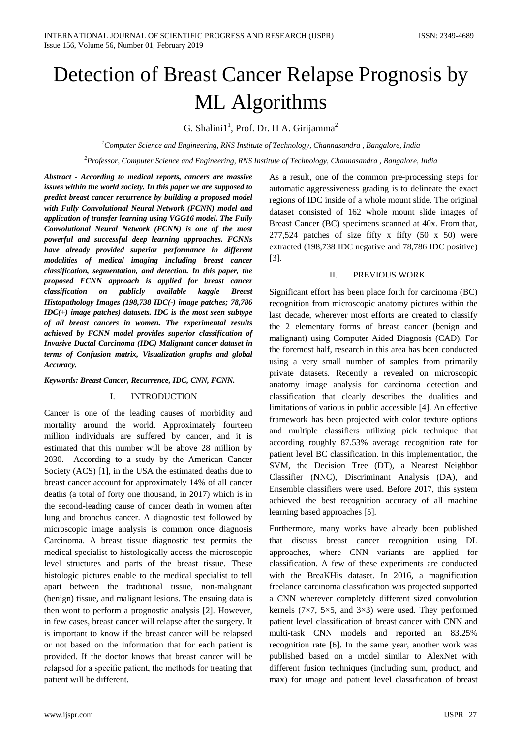# Detection of Breast Cancer Relapse Prognosis by ML Algorithms

G. Shalini1[1], Prof. Dr. H A. Girijamma[2]

[1]Computer Science and Engineering, RNS Institute of Technology, Channasandra , Bangalore, India

[2]Professor, Computer Science and Engineering, RNS Institute of Technology, Channasandra , Bangalore, India

***Abstract - According to medical reports, cancers are massive issues within the world society. In this paper we are supposed to predict breast cancer recurrence by building a proposed model with Fully Convolutional Neural Network (FCNN) model and application of transfer learning using VGG16 model. The Fully Convolutional Neural Network (FCNN) is one of the most powerful and successful deep learning approaches. FCNNs have already provided superior performance in different modalities of medical imaging including breast cancer classification, segmentation, and detection. In this paper, the proposed FCNN approach is applied for breast cancer classification on publicly available kaggle Breast Histopathology Images (198,738 IDC(-) image patches; 78,786 IDC(+) image patches) datasets. IDC is the most seen subtype of all breast cancers in women. The experimental results achieved by FCNN model provides superior classification of Invasive Ductal Carcinoma (IDC) Malignant cancer dataset in terms of Confusion matrix, Visualization graphs and global Accuracy.***

***Keywords: Breast Cancer, Recurrence, IDC, CNN, FCNN.***

## I. INTRODUCTION

Cancer is one of the leading causes of morbidity and mortality around the world. Approximately fourteen million individuals are suffered by cancer, and it is estimated that this number will be above 28 million by 2030. According to a study by the American Cancer Society (ACS) [1], in the USA the estimated deaths due to breast cancer account for approximately 14% of all cancer deaths (a total of forty one thousand, in 2017) which is in the second-leading cause of cancer death in women after lung and bronchus cancer. A diagnostic test followed by microscopic image analysis is common once diagnosis Carcinoma. A breast tissue diagnostic test permits the medical specialist to histologically access the microscopic level structures and parts of the breast tissue. These histologic pictures enable to the medical specialist to tell apart between the traditional tissue, non-malignant (benign) tissue, and malignant lesions. The ensuing data is then wont to perform a prognostic analysis [2]. However, in few cases, breast cancer will relapse after the surgery. It is important to know if the breast cancer will be relapsed or not based on the information that for each patient is provided. If the doctor knows that breast cancer will be relapsed for a specific patient, the methods for treating that patient will be different.

As a result, one of the common pre-processing steps for automatic aggressiveness grading is to delineate the exact regions of IDC inside of a whole mount slide. The original dataset consisted of 162 whole mount slide images of Breast Cancer (BC) specimens scanned at 40x. From that, 277,524 patches of size fifty x fifty (50 x 50) were extracted (198,738 IDC negative and 78,786 IDC positive) [3].

## II. PREVIOUS WORK

Significant effort has been place forth for carcinoma (BC) recognition from microscopic anatomy pictures within the last decade, wherever most efforts are created to classify the 2 elementary forms of breast cancer (benign and malignant) using Computer Aided Diagnosis (CAD). For the foremost half, research in this area has been conducted using a very small number of samples from primarily private datasets. Recently a revealed on microscopic anatomy image analysis for carcinoma detection and classification that clearly describes the dualities and limitations of various in public accessible [4]. An effective framework has been projected with color texture options and multiple classifiers utilizing pick technique that according roughly 87.53% average recognition rate for patient level BC classification. In this implementation, the SVM, the Decision Tree (DT), a Nearest Neighbor Classifier (NNC), Discriminant Analysis (DA), and Ensemble classifiers were used. Before 2017, this system achieved the best recognition accuracy of all machine learning based approaches [5].

Furthermore, many works have already been published that discuss breast cancer recognition using DL approaches, where CNN variants are applied for classification. A few of these experiments are conducted with the BreaKHis dataset. In 2016, a magnification freelance carcinoma classification was projected supported a CNN wherever completely different sized convolution kernels (7×7, 5×5, and 3×3) were used. They performed patient level classification of breast cancer with CNN and multi-task CNN models and reported an 83.25% recognition rate [6]. In the same year, another work was published based on a model similar to AlexNet with different fusion techniques (including sum, product, and max) for image and patient level classification of breast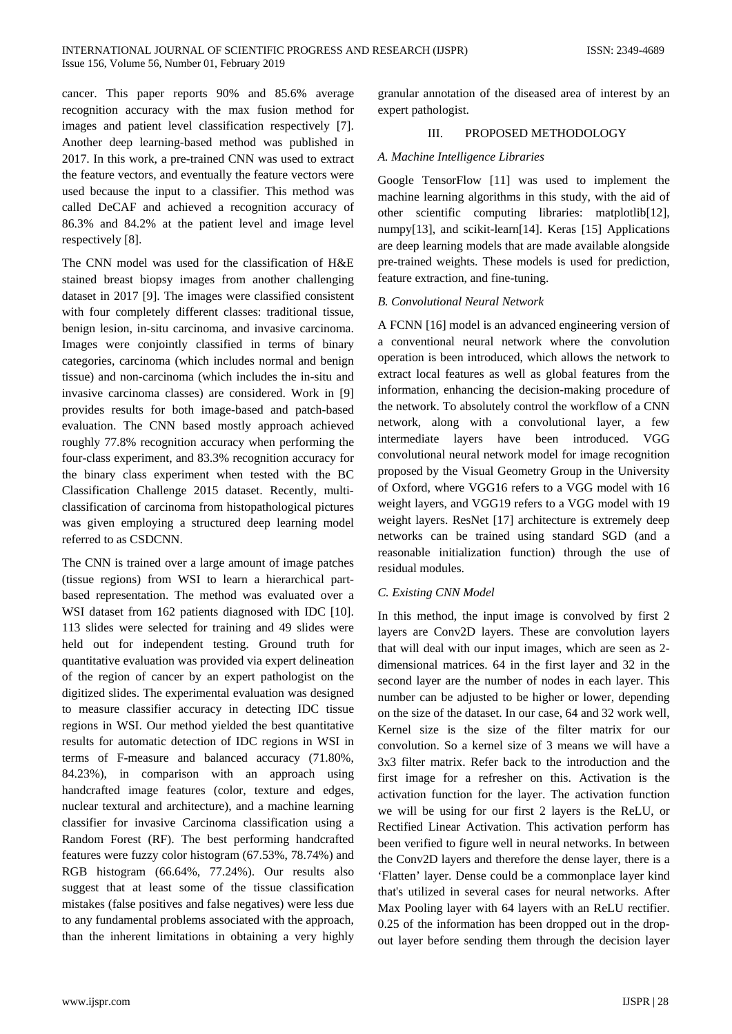cancer. This paper reports 90% and 85.6% average recognition accuracy with the max fusion method for images and patient level classification respectively [7]. Another deep learning-based method was published in 2017. In this work, a pre-trained CNN was used to extract the feature vectors, and eventually the feature vectors were used because the input to a classifier. This method was called DeCAF and achieved a recognition accuracy of 86.3% and 84.2% at the patient level and image level respectively [8].

The CNN model was used for the classification of H&E stained breast biopsy images from another challenging dataset in 2017 [9]. The images were classified consistent with four completely different classes: traditional tissue, benign lesion, in-situ carcinoma, and invasive carcinoma. Images were conjointly classified in terms of binary categories, carcinoma (which includes normal and benign tissue) and non-carcinoma (which includes the in-situ and invasive carcinoma classes) are considered. Work in [9] provides results for both image-based and patch-based evaluation. The CNN based mostly approach achieved roughly 77.8% recognition accuracy when performing the four-class experiment, and 83.3% recognition accuracy for the binary class experiment when tested with the BC Classification Challenge 2015 dataset. Recently, multi-classification of carcinoma from histopathological pictures was given employing a structured deep learning model referred to as CSDCNN.

The CNN is trained over a large amount of image patches (tissue regions) from WSI to learn a hierarchical part-based representation. The method was evaluated over a WSI dataset from 162 patients diagnosed with IDC [10]. 113 slides were selected for training and 49 slides were held out for independent testing. Ground truth for quantitative evaluation was provided via expert delineation of the region of cancer by an expert pathologist on the digitized slides. The experimental evaluation was designed to measure classifier accuracy in detecting IDC tissue regions in WSI. Our method yielded the best quantitative results for automatic detection of IDC regions in WSI in terms of F-measure and balanced accuracy (71.80%, 84.23%), in comparison with an approach using handcrafted image features (color, texture and edges, nuclear textural and architecture), and a machine learning classifier for invasive Carcinoma classification using a Random Forest (RF). The best performing handcrafted features were fuzzy color histogram (67.53%, 78.74%) and RGB histogram (66.64%, 77.24%). Our results also suggest that at least some of the tissue classification mistakes (false positives and false negatives) were less due to any fundamental problems associated with the approach, than the inherent limitations in obtaining a very highly granular annotation of the diseased area of interest by an expert pathologist.

## III. PROPOSED METHODOLOGY

### *A. Machine Intelligence Libraries*

Google TensorFlow [11] was used to implement the machine learning algorithms in this study, with the aid of other scientific computing libraries: matplotlib[12], numpy[13], and scikit-learn[14]. Keras [15] Applications are deep learning models that are made available alongside pre-trained weights. These models is used for prediction, feature extraction, and fine-tuning.

### *B. Convolutional Neural Network*

A FCNN [16] model is an advanced engineering version of a conventional neural network where the convolution operation is been introduced, which allows the network to extract local features as well as global features from the information, enhancing the decision-making procedure of the network. To absolutely control the workflow of a CNN network, along with a convolutional layer, a few intermediate layers have been introduced. VGG convolutional neural network model for image recognition proposed by the Visual Geometry Group in the University of Oxford, where VGG16 refers to a VGG model with 16 weight layers, and VGG19 refers to a VGG model with 19 weight layers. ResNet [17] architecture is extremely deep networks can be trained using standard SGD (and a reasonable initialization function) through the use of residual modules.

### *C. Existing CNN Model*

In this method, the input image is convolved by first 2 layers are Conv2D layers. These are convolution layers that will deal with our input images, which are seen as 2-dimensional matrices. 64 in the first layer and 32 in the second layer are the number of nodes in each layer. This number can be adjusted to be higher or lower, depending on the size of the dataset. In our case, 64 and 32 work well, Kernel size is the size of the filter matrix for our convolution. So a kernel size of 3 means we will have a 3x3 filter matrix. Refer back to the introduction and the first image for a refresher on this. Activation is the activation function for the layer. The activation function we will be using for our first 2 layers is the ReLU, or Rectified Linear Activation. This activation perform has been verified to figure well in neural networks. In between the Conv2D layers and therefore the dense layer, there is a 'Flatten' layer. Dense could be a commonplace layer kind that's utilized in several cases for neural networks. After Max Pooling layer with 64 layers with an ReLU rectifier. 0.25 of the information has been dropped out in the drop-out layer before sending them through the decision layer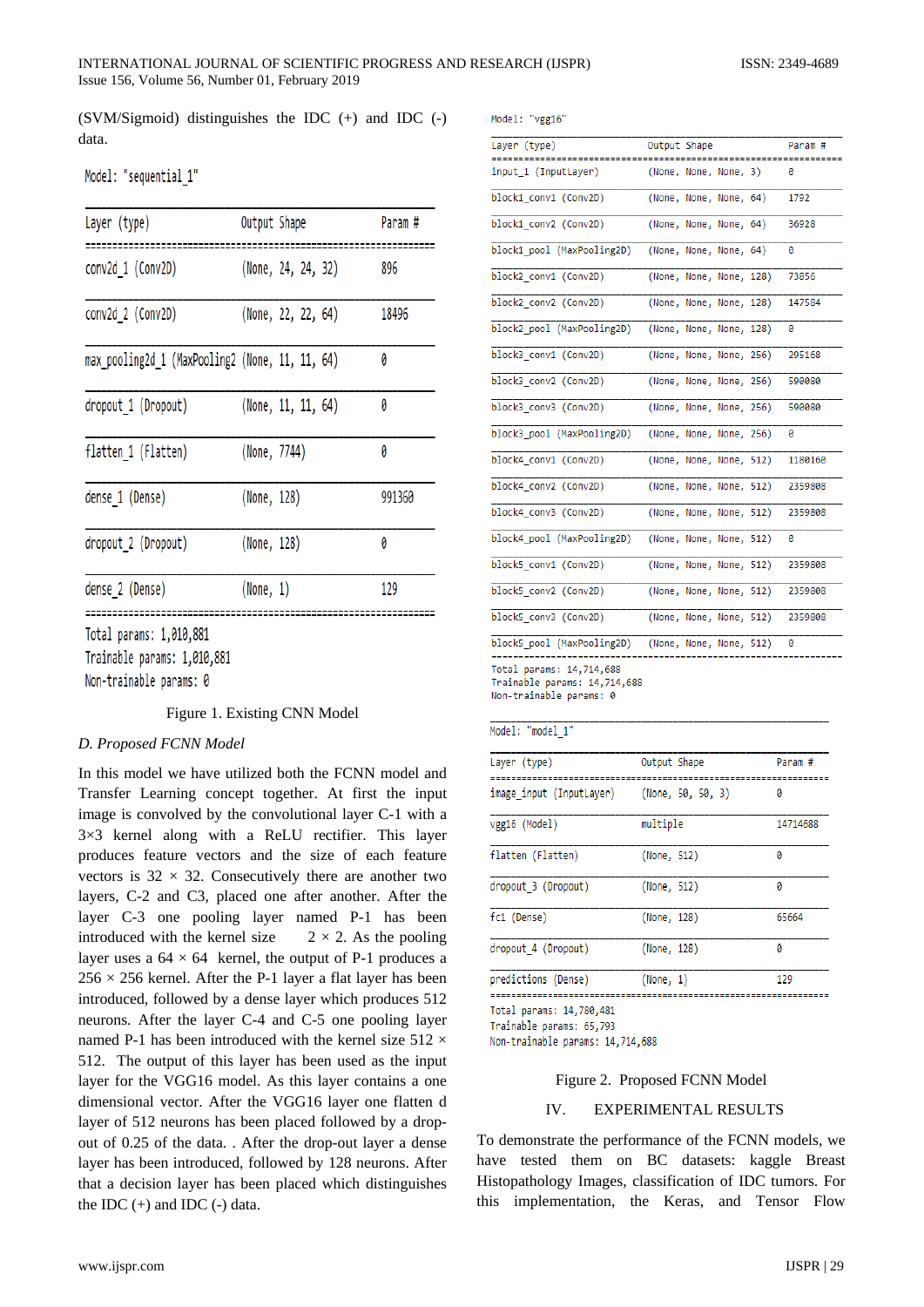(SVM/Sigmoid) distinguishes the IDC (+) and IDC (-) data.

Model: "sequential_1"

| Layer (type) | Output Shape | Param # |
|---|---|---|
| conv2d_1 (Conv2D) | (None, 24, 24, 32) | 896 |
| conv2d_2 (Conv2D) | (None, 22, 22, 64) | 18496 |
| max_pooling2d_1 (MaxPooling2 | (None, 11, 11, 64) | 0 |
| dropout_1 (Dropout) | (None, 11, 11, 64) | 0 |
| flatten_1 (Flatten) | (None, 7744) | 0 |
| dense_1 (Dense) | (None, 128) | 991360 |
| dropout_2 (Dropout) | (None, 128) | 0 |
| dense_2 (Dense) | (None, 1) | 129 |

Total params: 1,010,881
Trainable params: 1,010,881
Non-trainable params: 0

Figure 1. Existing CNN Model

### *D. Proposed FCNN Model*

In this model we have utilized both the FCNN model and Transfer Learning concept together. At first the input image is convolved by the convolutional layer C-1 with a 3×3 kernel along with a ReLU rectifier. This layer produces feature vectors and the size of each feature vectors is 32 × 32. Consecutively there are another two layers, C-2 and C3, placed one after another. After the layer C-3 one pooling layer named P-1 has been introduced with the kernel size 2 × 2. As the pooling layer uses a 64 × 64 kernel, the output of P-1 produces a 256 × 256 kernel. After the P-1 layer a flat layer has been introduced, followed by a dense layer which produces 512 neurons. After the layer C-4 and C-5 one pooling layer named P-1 has been introduced with the kernel size 512 × 512. The output of this layer has been used as the input layer for the VGG16 model. As this layer contains a one dimensional vector. After the VGG16 layer one flatten d layer of 512 neurons has been placed followed by a drop-out of 0.25 of the data. . After the drop-out layer a dense layer has been introduced, followed by 128 neurons. After that a decision layer has been placed which distinguishes the IDC (+) and IDC (-) data.

Model: "vgg16"

| Layer (type) | Output Shape | Param # |
|---|---|---|
| input_1 (InputLayer) | (None, None, None, 3) | 0 |
| block1_conv1 (Conv2D) | (None, None, None, 64) | 1792 |
| block1_conv2 (Conv2D) | (None, None, None, 64) | 36928 |
| block1_pool (MaxPooling2D) | (None, None, None, 64) | 0 |
| block2_conv1 (Conv2D) | (None, None, None, 128) | 73856 |
| block2_conv2 (Conv2D) | (None, None, None, 128) | 147584 |
| block2_pool (MaxPooling2D) | (None, None, None, 128) | 0 |
| block3_conv1 (Conv2D) | (None, None, None, 256) | 295168 |
| block3_conv2 (Conv2D) | (None, None, None, 256) | 590080 |
| block3_conv3 (Conv2D) | (None, None, None, 256) | 590080 |
| block3_pool (MaxPooling2D) | (None, None, None, 256) | 0 |
| block4_conv1 (Conv2D) | (None, None, None, 512) | 1180160 |
| block4_conv2 (Conv2D) | (None, None, None, 512) | 2359808 |
| block4_conv3 (Conv2D) | (None, None, None, 512) | 2359808 |
| block4_pool (MaxPooling2D) | (None, None, None, 512) | 0 |
| block5_conv1 (Conv2D) | (None, None, None, 512) | 2359808 |
| block5_conv2 (Conv2D) | (None, None, None, 512) | 2359808 |
| block5_conv3 (Conv2D) | (None, None, None, 512) | 2359808 |
| block5_pool (MaxPooling2D) | (None, None, None, 512) | 0 |

Total params: 14,714,688
Trainable params: 14,714,688
Non-trainable params: 0

Model: "model_1"

| Layer (type) | Output Shape | Param # |
|---|---|---|
| image_input (InputLayer) | (None, 50, 50, 3) | 0 |
| vgg16 (Model) | multiple | 14714688 |
| flatten (Flatten) | (None, 512) | 0 |
| dropout_3 (Dropout) | (None, 512) | 0 |
| fc1 (Dense) | (None, 128) | 65664 |
| dropout_4 (Dropout) | (None, 128) | 0 |
| predictions (Dense) | (None, 1) | 129 |

Total params: 14,780,481
Trainable params: 65,793
Non-trainable params: 14,714,688

Figure 2. Proposed FCNN Model

## IV. EXPERIMENTAL RESULTS

To demonstrate the performance of the FCNN models, we have tested them on BC datasets: kaggle Breast Histopathology Images, classification of IDC tumors. For this implementation, the Keras, and Tensor Flow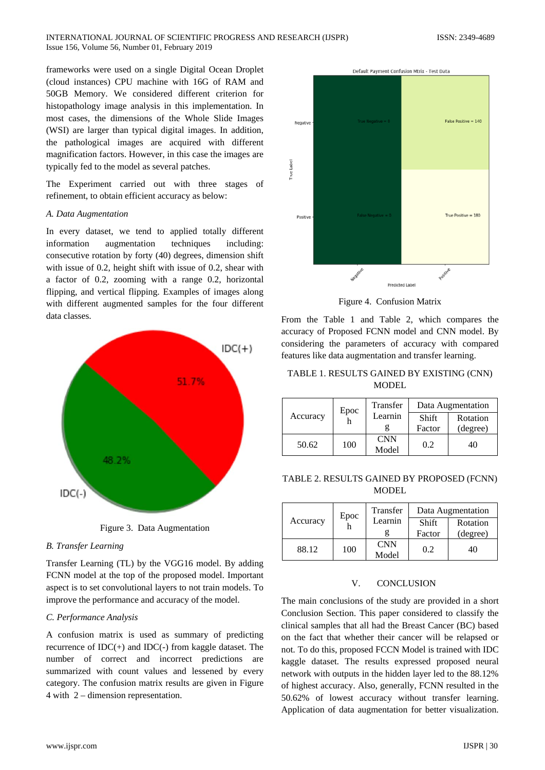frameworks were used on a single Digital Ocean Droplet (cloud instances) CPU machine with 16G of RAM and 50GB Memory. We considered different criterion for histopathology image analysis in this implementation. In most cases, the dimensions of the Whole Slide Images (WSI) are larger than typical digital images. In addition, the pathological images are acquired with different magnification factors. However, in this case the images are typically fed to the model as several patches.

The Experiment carried out with three stages of refinement, to obtain efficient accuracy as below:

*A. Data Augmentation*

In every dataset, we tend to applied totally different information augmentation techniques including: consecutive rotation by forty (40) degrees, dimension shift with issue of 0.2, height shift with issue of 0.2, shear with a factor of 0.2, zooming with a range 0.2, horizontal flipping, and vertical flipping. Examples of images along with different augmented samples for the four different data classes.

Figure 3. Data Augmentation

*B. Transfer Learning*

Transfer Learning (TL) by the VGG16 model. By adding FCNN model at the top of the proposed model. Important aspect is to set convolutional layers to not train models. To improve the performance and accuracy of the model.

*C. Performance Analysis*

A confusion matrix is used as summary of predicting recurrence of IDC(+) and IDC(-) from kaggle dataset. The number of correct and incorrect predictions are summarized with count values and lessened by every category. The confusion matrix results are given in Figure 4 with 2 – dimension representation.

Figure 4. Confusion Matrix

From the Table 1 and Table 2, which compares the accuracy of Proposed FCNN model and CNN model. By considering the parameters of accuracy with compared features like data augmentation and transfer learning.

TABLE 1. RESULTS GAINED BY EXISTING (CNN) MODEL

| Accuracy | Epoch | Transfer Learning | Data Augmentation | |
|---|---|---|---|---|
| | | | Shift Factor | Rotation (degree) |
| 50.62 | 100 | CNN Model | 0.2 | 40 |

TABLE 2. RESULTS GAINED BY PROPOSED (FCNN) MODEL

| Accuracy | Epoch | Transfer Learning | Data Augmentation | |
|---|---|---|---|---|
| | | | Shift Factor | Rotation (degree) |
| 88.12 | 100 | CNN Model | 0.2 | 40 |

## V. CONCLUSION

The main conclusions of the study are provided in a short Conclusion Section. This paper considered to classify the clinical samples that all had the Breast Cancer (BC) based on the fact that whether their cancer will be relapsed or not. To do this, proposed FCCN Model is trained with IDC kaggle dataset. The results expressed proposed neural network with outputs in the hidden layer led to the 88.12% of highest accuracy. Also, generally, FCNN resulted in the 50.62% of lowest accuracy without transfer learning. Application of data augmentation for better visualization.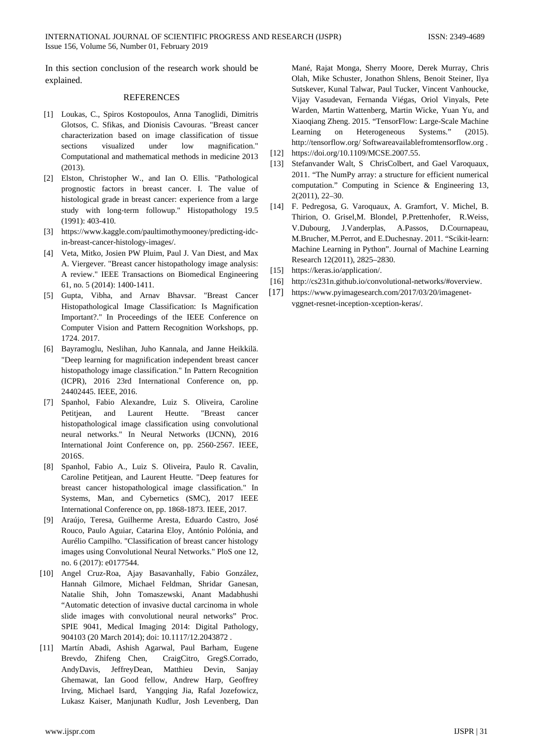In this section conclusion of the research work should be explained.

## REFERENCES

[1] Loukas, C., Spiros Kostopoulos, Anna Tanoglidi, Dimitris Glotsos, C. Sfikas, and Dionisis Cavouras. "Breast cancer characterization based on image classification of tissue sections visualized under low magnification." Computational and mathematical methods in medicine 2013 (2013).

[2] Elston, Christopher W., and Ian O. Ellis. "Pathological prognostic factors in breast cancer. I. The value of histological grade in breast cancer: experience from a large study with long-term followup." Histopathology 19.5 (1991): 403-410.

[3] https://www.kaggle.com/paultimothymooney/predicting-idc-in-breast-cancer-histology-images/.

[4] Veta, Mitko, Josien PW Pluim, Paul J. Van Diest, and Max A. Viergever. "Breast cancer histopathology image analysis: A review." IEEE Transactions on Biomedical Engineering 61, no. 5 (2014): 1400-1411.

[5] Gupta, Vibha, and Arnav Bhavsar. "Breast Cancer Histopathological Image Classification: Is Magnification Important?." In Proceedings of the IEEE Conference on Computer Vision and Pattern Recognition Workshops, pp. 1724. 2017.

[6] Bayramoglu, Neslihan, Juho Kannala, and Janne Heikkilä. "Deep learning for magnification independent breast cancer histopathology image classification." In Pattern Recognition (ICPR), 2016 23rd International Conference on, pp. 24402445. IEEE, 2016.

[7] Spanhol, Fabio Alexandre, Luiz S. Oliveira, Caroline Petitjean, and Laurent Heutte. "Breast cancer histopathological image classification using convolutional neural networks." In Neural Networks (IJCNN), 2016 International Joint Conference on, pp. 2560-2567. IEEE, 2016S.

[8] Spanhol, Fabio A., Luiz S. Oliveira, Paulo R. Cavalin, Caroline Petitjean, and Laurent Heutte. "Deep features for breast cancer histopathological image classification." In Systems, Man, and Cybernetics (SMC), 2017 IEEE International Conference on, pp. 1868-1873. IEEE, 2017.

[9] Araújo, Teresa, Guilherme Aresta, Eduardo Castro, José Rouco, Paulo Aguiar, Catarina Eloy, António Polónia, and Aurélio Campilho. "Classification of breast cancer histology images using Convolutional Neural Networks." PloS one 12, no. 6 (2017): e0177544.

[10] Angel Cruz-Roa, Ajay Basavanhally, Fabio González, Hannah Gilmore, Michael Feldman, Shridar Ganesan, Natalie Shih, John Tomaszewski, Anant Madabhushi "Automatic detection of invasive ductal carcinoma in whole slide images with convolutional neural networks" Proc. SPIE 9041, Medical Imaging 2014: Digital Pathology, 904103 (20 March 2014); doi: 10.1117/12.2043872 .

[11] Martín Abadi, Ashish Agarwal, Paul Barham, Eugene Brevdo, Zhifeng Chen, CraigCitro, GregS.Corrado, AndyDavis, JeffreyDean, Matthieu Devin, Sanjay Ghemawat, Ian Good fellow, Andrew Harp, Geoffrey Irving, Michael Isard, Yangqing Jia, Rafal Jozefowicz, Lukasz Kaiser, Manjunath Kudlur, Josh Levenberg, Dan Mané, Rajat Monga, Sherry Moore, Derek Murray, Chris Olah, Mike Schuster, Jonathon Shlens, Benoit Steiner, Ilya Sutskever, Kunal Talwar, Paul Tucker, Vincent Vanhoucke, Vijay Vasudevan, Fernanda Viégas, Oriol Vinyals, Pete Warden, Martin Wattenberg, Martin Wicke, Yuan Yu, and Xiaoqiang Zheng. 2015. "TensorFlow: Large-Scale Machine Learning on Heterogeneous Systems." (2015). http://tensorflow.org/ Softwareavailablefromtensorflow.org .

[12] https://doi.org/10.1109/MCSE.2007.55.

[13] Stefanvander Walt, S ChrisColbert, and Gael Varoquaux, 2011. "The NumPy array: a structure for efficient numerical computation." Computing in Science & Engineering 13, 2(2011), 22–30.

[14] F. Pedregosa, G. Varoquaux, A. Gramfort, V. Michel, B. Thirion, O. Grisel,M. Blondel, P.Prettenhofer, R.Weiss, V.Dubourg, J.Vanderplas, A.Passos, D.Cournapeau, M.Brucher, M.Perrot, and E.Duchesnay. 2011. "Scikit-learn: Machine Learning in Python". Journal of Machine Learning Research 12(2011), 2825–2830.

[15] https://keras.io/application/.

[16] http://cs231n.github.io/convolutional-networks/#overview.

[17] https://www.pyimagesearch.com/2017/03/20/imagenet-vggnet-resnet-inception-xception-keras/.